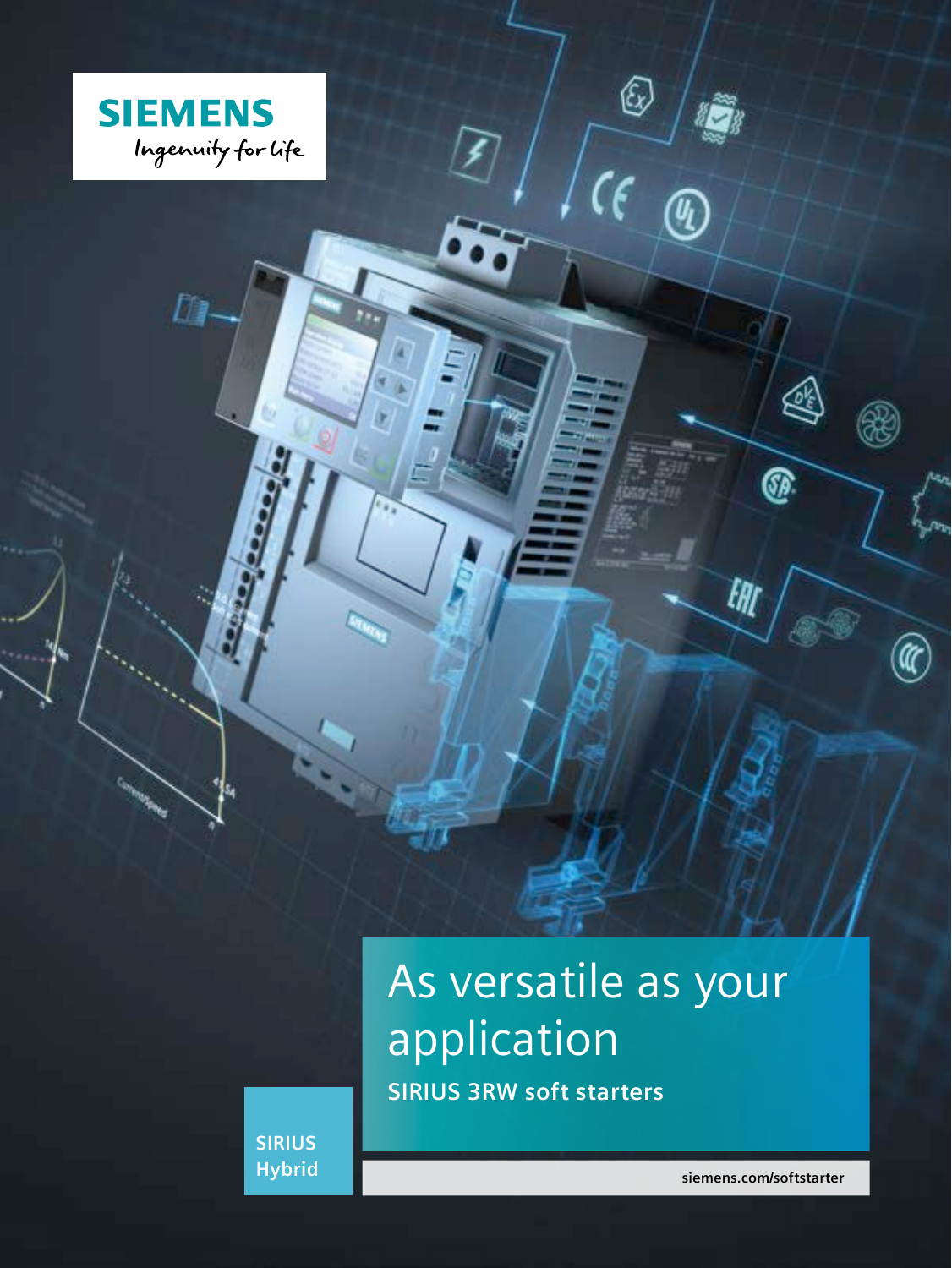SIEMENS

Ingenuity for life

# As versatile as your application

## SIRIUS 3RW soft starters

SIRIUS Hybrid

siemens.com/softstarter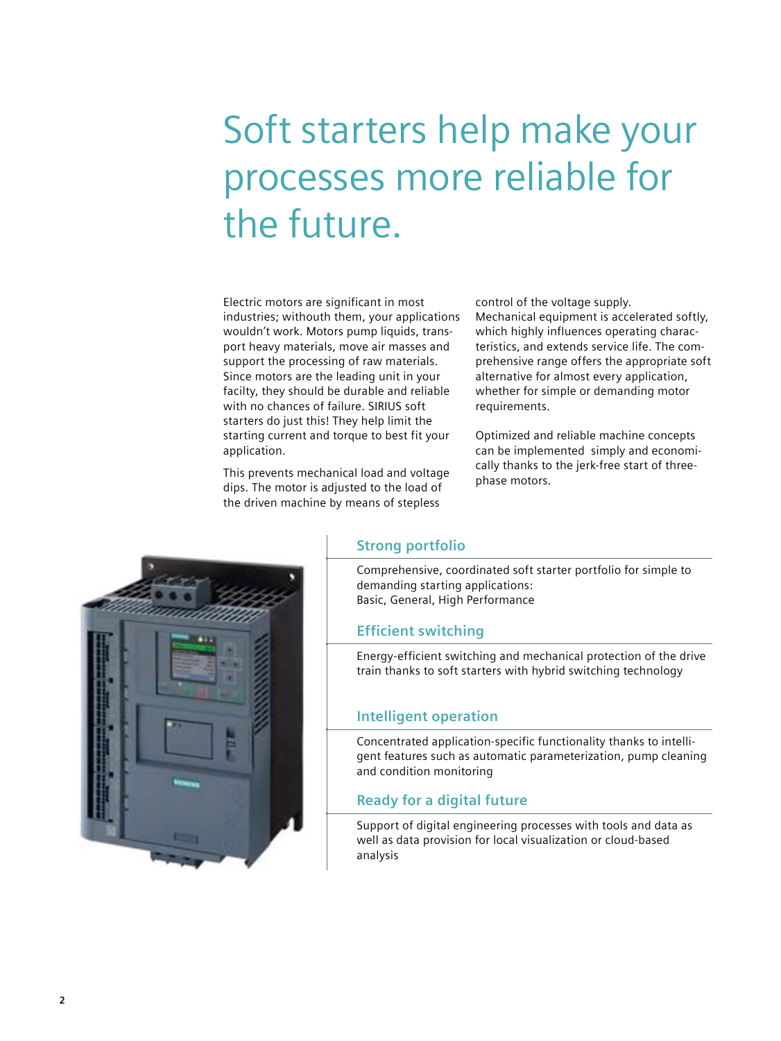# Soft starters help make your processes more reliable for the future.

Electric motors are significant in most industries; withouth them, your applications wouldn't work. Motors pump liquids, transport heavy materials, move air masses and support the processing of raw materials. Since motors are the leading unit in your facilty, they should be durable and reliable with no chances of failure. SIRIUS soft starters do just this! They help limit the starting current and torque to best fit your application.

This prevents mechanical load and voltage dips. The motor is adjusted to the load of the driven machine by means of stepless control of the voltage supply. Mechanical equipment is accelerated softly, which highly influences operating characteristics, and extends service life. The comprehensive range offers the appropriate soft alternative for almost every application, whether for simple or demanding motor requirements.

Optimized and reliable machine concepts can be implemented simply and economically thanks to the jerk-free start of three-phase motors.

## Strong portfolio

Comprehensive, coordinated soft starter portfolio for simple to demanding starting applications:
Basic, General, High Performance

## Efficient switching

Energy-efficient switching and mechanical protection of the drive train thanks to soft starters with hybrid switching technology

## Intelligent operation

Concentrated application-specific functionality thanks to intelligent features such as automatic parameterization, pump cleaning and condition monitoring

## Ready for a digital future

Support of digital engineering processes with tools and data as well as data provision for local visualization or cloud-based analysis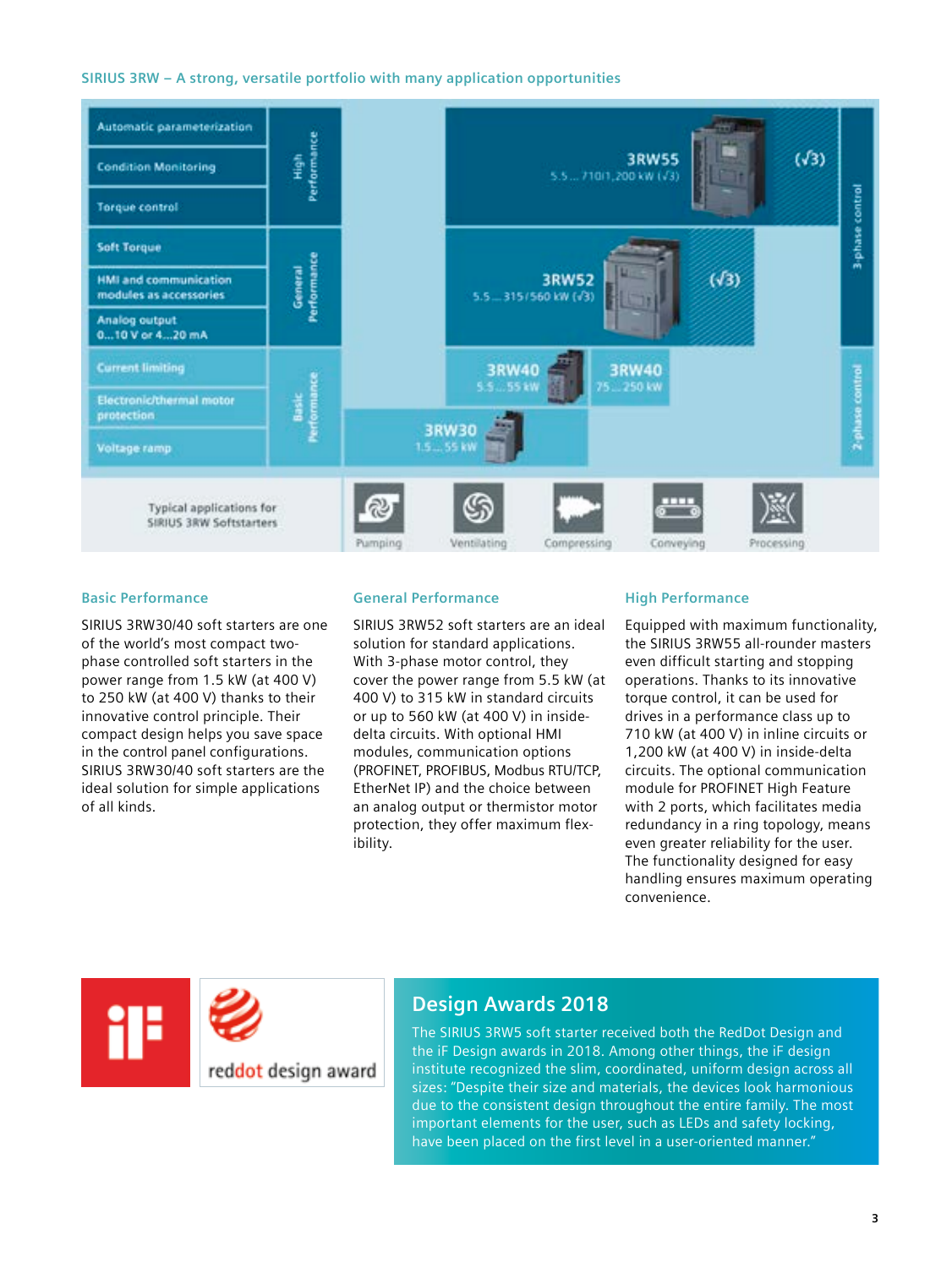## SIRIUS 3RW – A strong, versatile portfolio with many application opportunities

| Functions | Performance | Products | Control |
|---|---|---|---|
| Automatic parameterization, Condition Monitoring, Torque control | High Performance | 3RW55 5.5 … 710/1,200 kW (√3) | 3-phase control |
| Soft Torque, HMI and communication modules as accessories, Analog output 0…10 V or 4…20 mA | General Performance | 3RW52 5.5 … 315/560 kW (√3) | 3-phase control |
| Current limiting, Electronic/thermal motor protection, Voltage ramp | Basic Performance | 3RW40 5.5 … 55 kW; 3RW40 75 … 250 kW; 3RW30 1.5 … 55 kW | 2-phase control |

Typical applications for SIRIUS 3RW Softstarters: Pumping, Ventilating, Compressing, Conveying, Processing

### Basic Performance

SIRIUS 3RW30/40 soft starters are one of the world's most compact two-phase controlled soft starters in the power range from 1.5 kW (at 400 V) to 250 kW (at 400 V) thanks to their innovative control principle. Their compact design helps you save space in the control panel configurations. SIRIUS 3RW30/40 soft starters are the ideal solution for simple applications of all kinds.

### General Performance

SIRIUS 3RW52 soft starters are an ideal solution for standard applications. With 3-phase motor control, they cover the power range from 5.5 kW (at 400 V) to 315 kW in standard circuits or up to 560 kW (at 400 V) in inside-delta circuits. With optional HMI modules, communication options (PROFINET, PROFIBUS, Modbus RTU/TCP, EtherNet IP) and the choice between an analog output or thermistor motor protection, they offer maximum flexibility.

### High Performance

Equipped with maximum functionality, the SIRIUS 3RW55 all-rounder masters even difficult starting and stopping operations. Thanks to its innovative torque control, it can be used for drives in a performance class up to 710 kW (at 400 V) in inline circuits or 1,200 kW (at 400 V) in inside-delta circuits. The optional communication module for PROFINET High Feature with 2 ports, which facilitates media redundancy in a ring topology, means even greater reliability for the user. The functionality designed for easy handling ensures maximum operating convenience.

iF

reddot design award

## Design Awards 2018

The SIRIUS 3RW5 soft starter received both the RedDot Design and the iF Design awards in 2018. Among other things, the iF design institute recognized the slim, coordinated, uniform design across all sizes: "Despite their size and materials, the devices look harmonious due to the consistent design throughout the entire family. The most important elements for the user, such as LEDs and safety locking, have been placed on the first level in a user-oriented manner."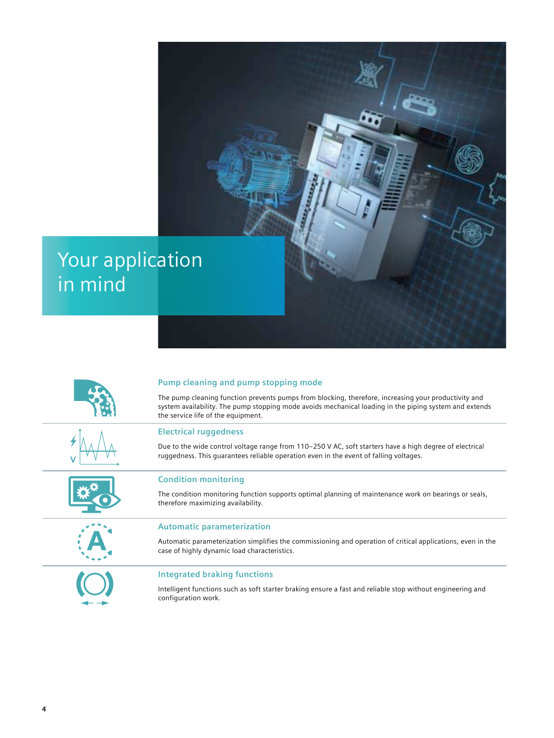# Your application in mind

### Pump cleaning and pump stopping mode

The pump cleaning function prevents pumps from blocking, therefore, increasing your productivity and system availability. The pump stopping mode avoids mechanical loading in the piping system and extends the service life of the equipment.

### Electrical ruggedness

Due to the wide control voltage range from 110–250 V AC, soft starters have a high degree of electrical ruggedness. This guarantees reliable operation even in the event of falling voltages.

### Condition monitoring

The condition monitoring function supports optimal planning of maintenance work on bearings or seals, therefore maximizing availability.

### Automatic parameterization

Automatic parameterization simplifies the commissioning and operation of critical applications, even in the case of highly dynamic load characteristics.

### Integrated braking functions

Intelligent functions such as soft starter braking ensure a fast and reliable stop without engineering and configuration work.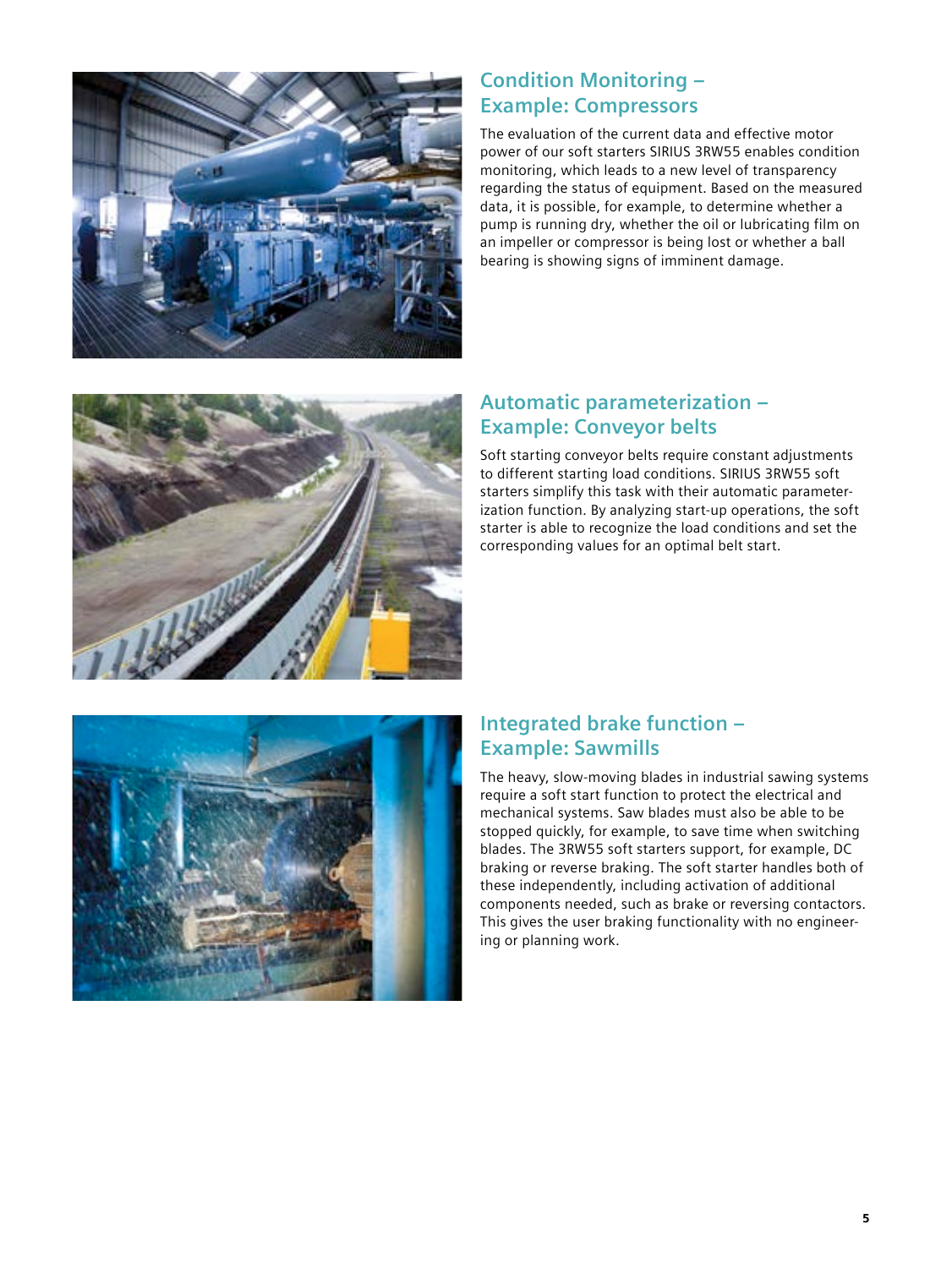## Condition Monitoring – Example: Compressors

The evaluation of the current data and effective motor power of our soft starters SIRIUS 3RW55 enables condition monitoring, which leads to a new level of transparency regarding the status of equipment. Based on the measured data, it is possible, for example, to determine whether a pump is running dry, whether the oil or lubricating film on an impeller or compressor is being lost or whether a ball bearing is showing signs of imminent damage.

## Automatic parameterization – Example: Conveyor belts

Soft starting conveyor belts require constant adjustments to different starting load conditions. SIRIUS 3RW55 soft starters simplify this task with their automatic parameterization function. By analyzing start-up operations, the soft starter is able to recognize the load conditions and set the corresponding values for an optimal belt start.

## Integrated brake function – Example: Sawmills

The heavy, slow-moving blades in industrial sawing systems require a soft start function to protect the electrical and mechanical systems. Saw blades must also be able to be stopped quickly, for example, to save time when switching blades. The 3RW55 soft starters support, for example, DC braking or reverse braking. The soft starter handles both of these independently, including activation of additional components needed, such as brake or reversing contactors. This gives the user braking functionality with no engineering or planning work.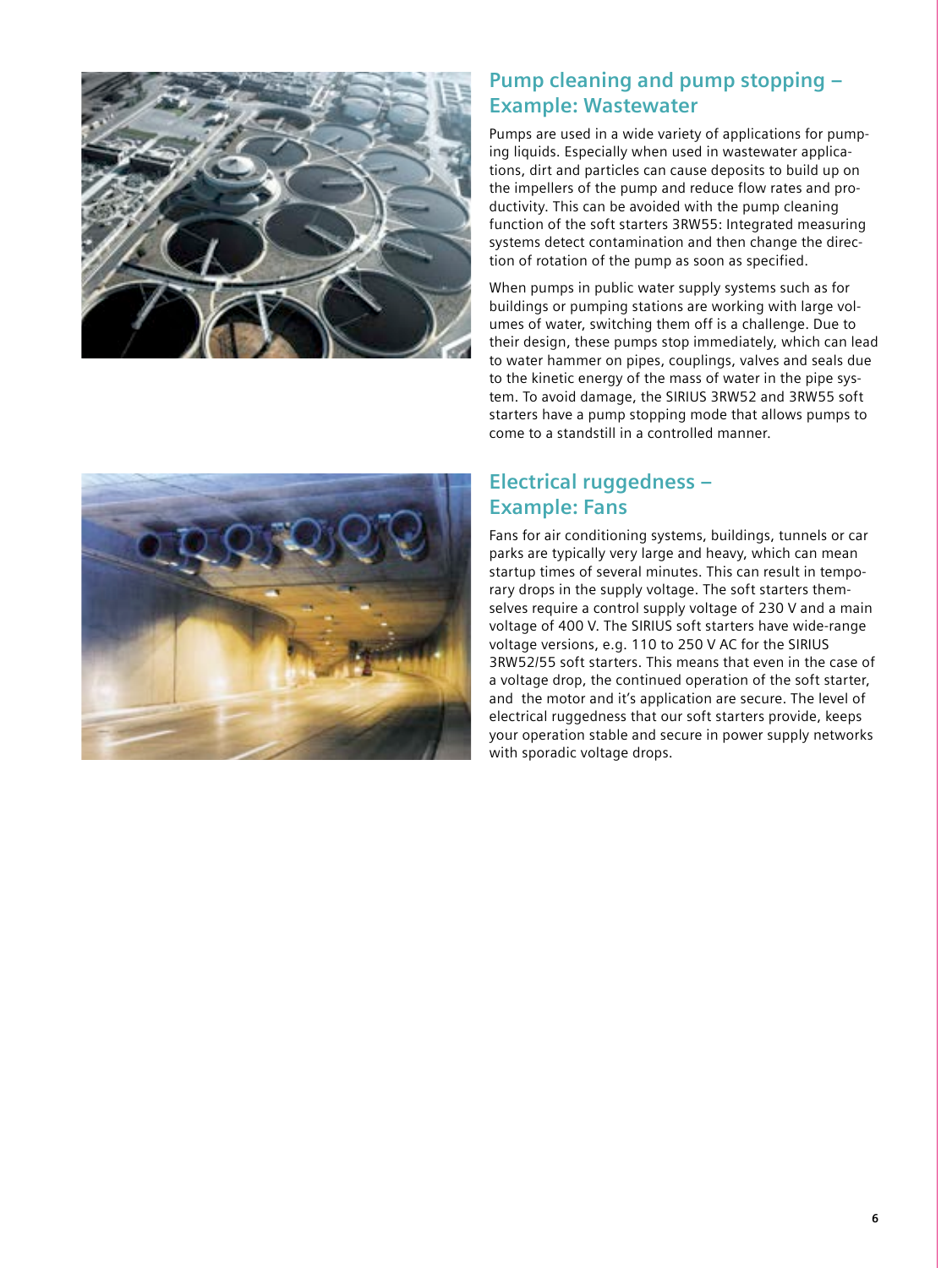## Pump cleaning and pump stopping – Example: Wastewater

Pumps are used in a wide variety of applications for pumping liquids. Especially when used in wastewater applications, dirt and particles can cause deposits to build up on the impellers of the pump and reduce flow rates and productivity. This can be avoided with the pump cleaning function of the soft starters 3RW55: Integrated measuring systems detect contamination and then change the direction of rotation of the pump as soon as specified.

When pumps in public water supply systems such as for buildings or pumping stations are working with large volumes of water, switching them off is a challenge. Due to their design, these pumps stop immediately, which can lead to water hammer on pipes, couplings, valves and seals due to the kinetic energy of the mass of water in the pipe system. To avoid damage, the SIRIUS 3RW52 and 3RW55 soft starters have a pump stopping mode that allows pumps to come to a standstill in a controlled manner.

## Electrical ruggedness – Example: Fans

Fans for air conditioning systems, buildings, tunnels or car parks are typically very large and heavy, which can mean startup times of several minutes. This can result in temporary drops in the supply voltage. The soft starters themselves require a control supply voltage of 230 V and a main voltage of 400 V. The SIRIUS soft starters have wide-range voltage versions, e.g. 110 to 250 V AC for the SIRIUS 3RW52/55 soft starters. This means that even in the case of a voltage drop, the continued operation of the soft starter, and the motor and it's application are secure. The level of electrical ruggedness that our soft starters provide, keeps your operation stable and secure in power supply networks with sporadic voltage drops.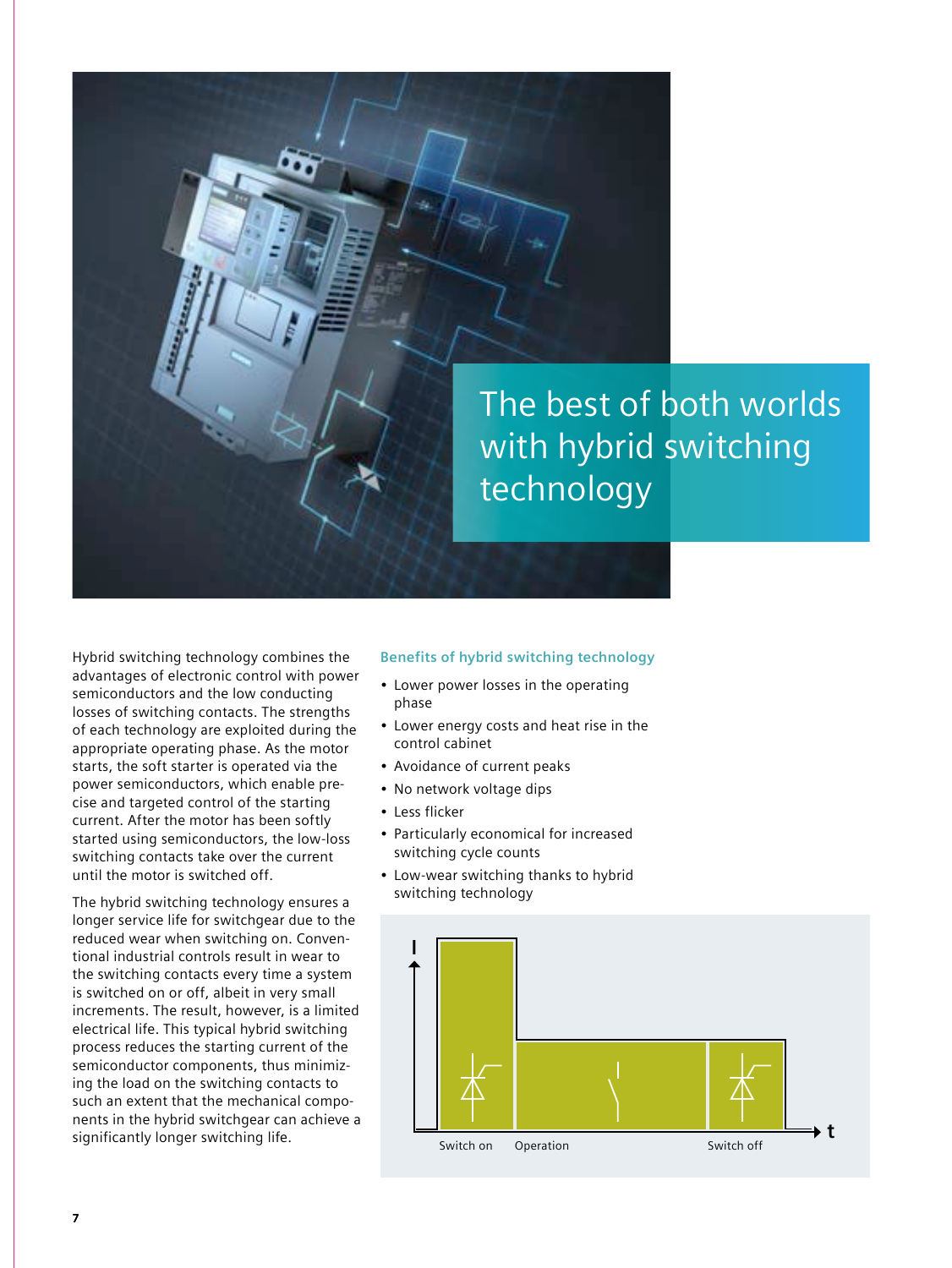# The best of both worlds with hybrid switching technology

Hybrid switching technology combines the advantages of electronic control with power semiconductors and the low conducting losses of switching contacts. The strengths of each technology are exploited during the appropriate operating phase. As the motor starts, the soft starter is operated via the power semiconductors, which enable precise and targeted control of the starting current. After the motor has been softly started using semiconductors, the low-loss switching contacts take over the current until the motor is switched off.

The hybrid switching technology ensures a longer service life for switchgear due to the reduced wear when switching on. Conventional industrial controls result in wear to the switching contacts every time a system is switched on or off, albeit in very small increments. The result, however, is a limited electrical life. This typical hybrid switching process reduces the starting current of the semiconductor components, thus minimizing the load on the switching contacts to such an extent that the mechanical components in the hybrid switchgear can achieve a significantly longer switching life.

### Benefits of hybrid switching technology

- Lower power losses in the operating phase
- Lower energy costs and heat rise in the control cabinet
- Avoidance of current peaks
- No network voltage dips
- Less flicker
- Particularly economical for increased switching cycle counts
- Low-wear switching thanks to hybrid switching technology

I

t

Switch on    Operation    Switch off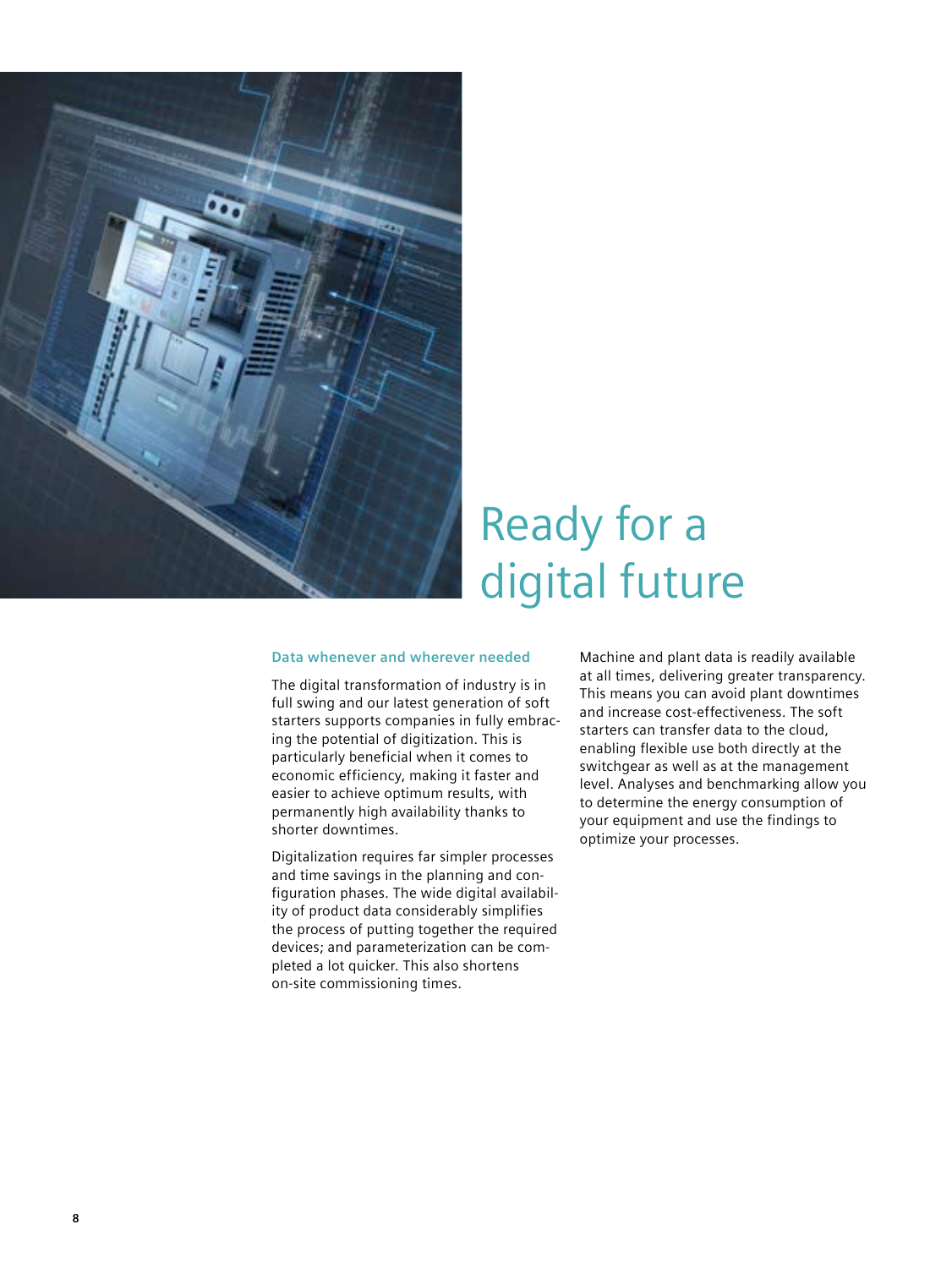# Ready for a digital future

### Data whenever and wherever needed

The digital transformation of industry is in full swing and our latest generation of soft starters supports companies in fully embracing the potential of digitization. This is particularly beneficial when it comes to economic efficiency, making it faster and easier to achieve optimum results, with permanently high availability thanks to shorter downtimes.

Digitalization requires far simpler processes and time savings in the planning and configuration phases. The wide digital availability of product data considerably simplifies the process of putting together the required devices; and parameterization can be completed a lot quicker. This also shortens on-site commissioning times.

Machine and plant data is readily available at all times, delivering greater transparency. This means you can avoid plant downtimes and increase cost-effectiveness. The soft starters can transfer data to the cloud, enabling flexible use both directly at the switchgear as well as at the management level. Analyses and benchmarking allow you to determine the energy consumption of your equipment and use the findings to optimize your processes.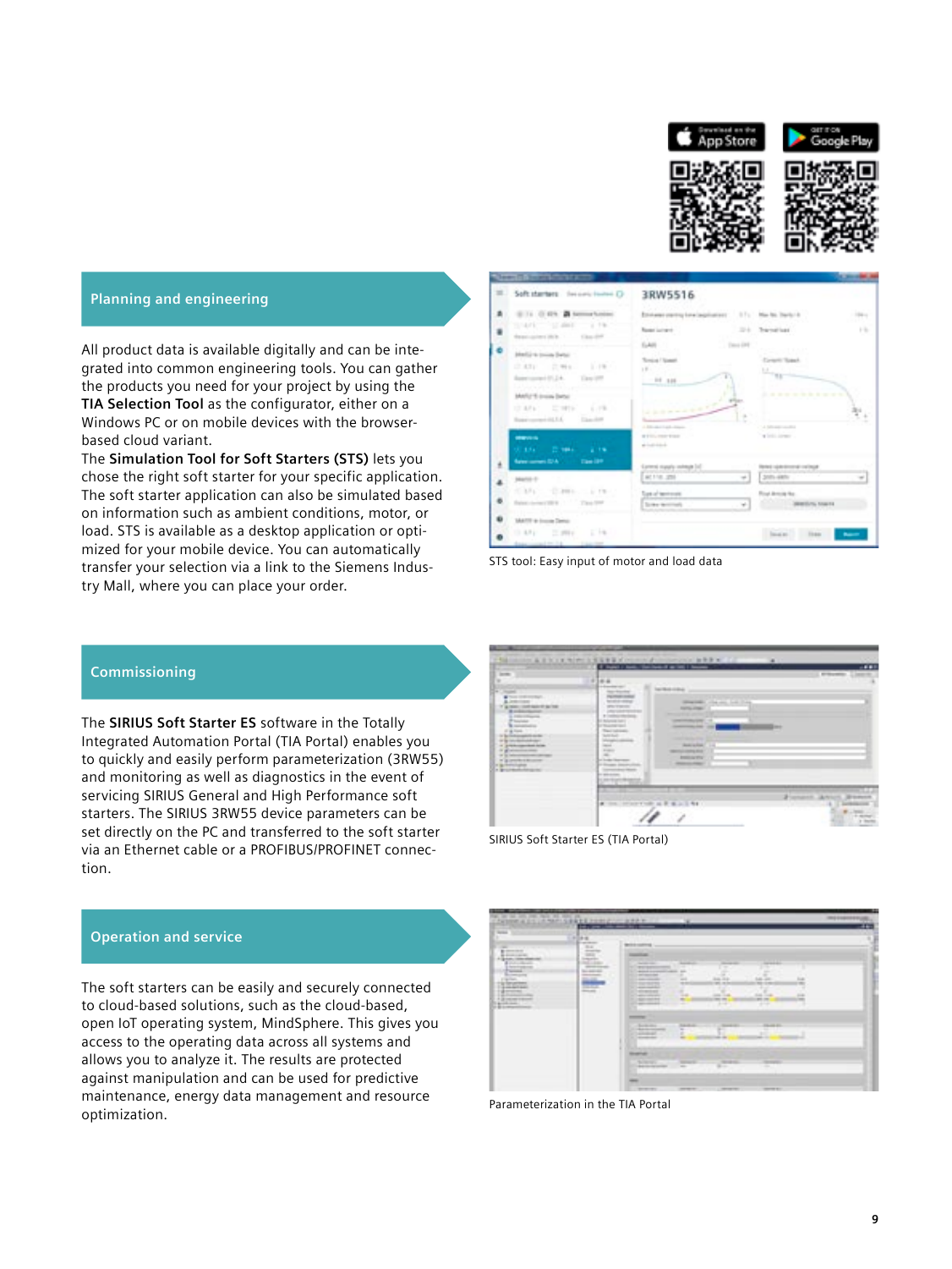## Planning and engineering

All product data is available digitally and can be integrated into common engineering tools. You can gather the products you need for your project by using the **TIA Selection Tool** as the configurator, either on a Windows PC or on mobile devices with the browser-based cloud variant.
The **Simulation Tool for Soft Starters (STS)** lets you chose the right soft starter for your specific application. The soft starter application can also be simulated based on information such as ambient conditions, motor, or load. STS is available as a desktop application or optimized for your mobile device. You can automatically transfer your selection via a link to the Siemens Industry Mall, where you can place your order.

STS tool: Easy input of motor and load data

## Commissioning

The **SIRIUS Soft Starter ES** software in the Totally Integrated Automation Portal (TIA Portal) enables you to quickly and easily perform parameterization (3RW55) and monitoring as well as diagnostics in the event of servicing SIRIUS General and High Performance soft starters. The SIRIUS 3RW55 device parameters can be set directly on the PC and transferred to the soft starter via an Ethernet cable or a PROFIBUS/PROFINET connection.

SIRIUS Soft Starter ES (TIA Portal)

## Operation and service

The soft starters can be easily and securely connected to cloud-based solutions, such as the cloud-based, open IoT operating system, MindSphere. This gives you access to the operating data across all systems and allows you to analyze it. The results are protected against manipulation and can be used for predictive maintenance, energy data management and resource optimization.

Parameterization in the TIA Portal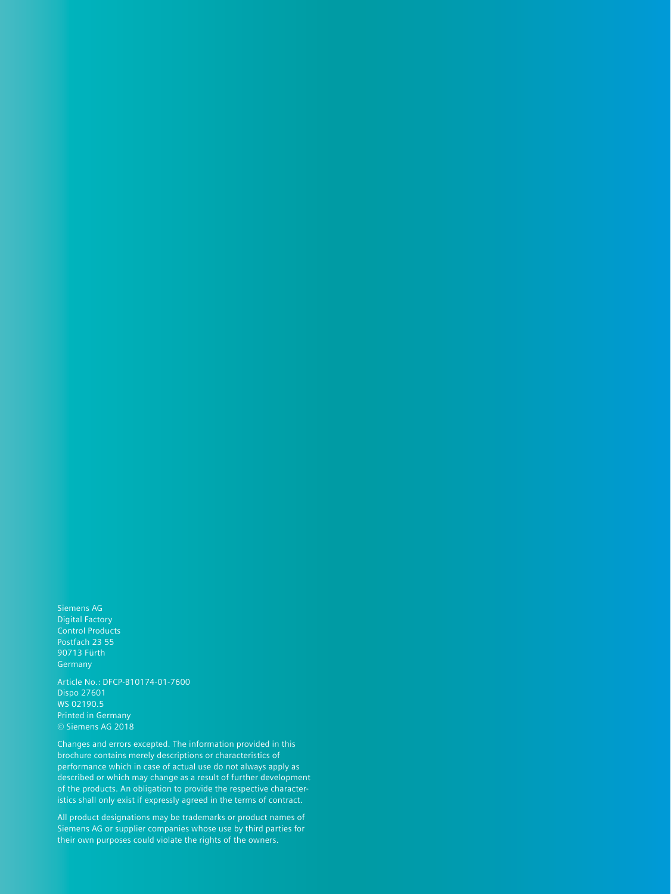Siemens AG
Digital Factory
Control Products
Postfach 23 55
90713 Fürth
Germany

Article No.: DFCP-B10174-01-7600
Dispo 27601
WS 02190.5
Printed in Germany
© Siemens AG 2018

Changes and errors excepted. The information provided in this brochure contains merely descriptions or characteristics of performance which in case of actual use do not always apply as described or which may change as a result of further development of the products. An obligation to provide the respective characteristics shall only exist if expressly agreed in the terms of contract.

All product designations may be trademarks or product names of Siemens AG or supplier companies whose use by third parties for their own purposes could violate the rights of the owners.